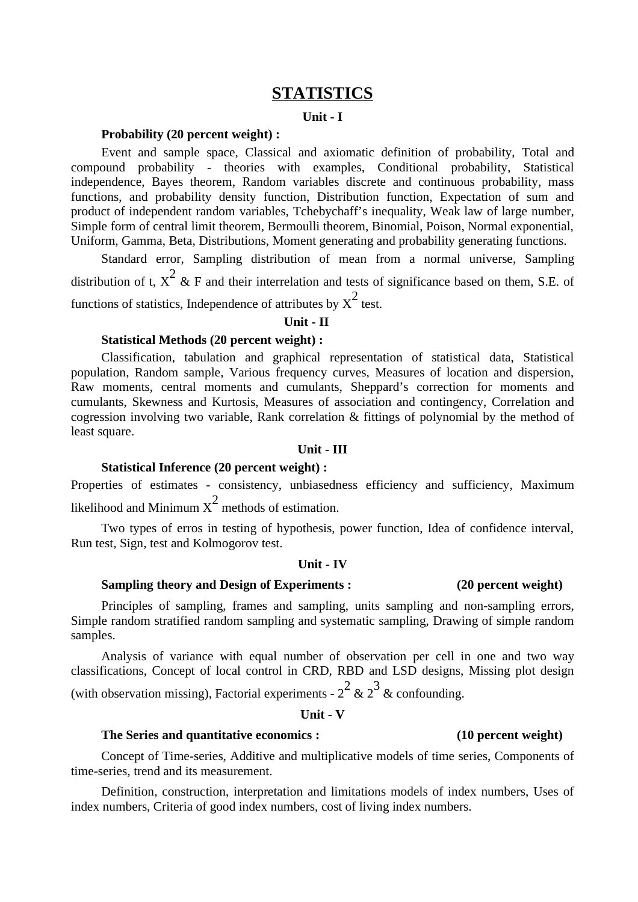# STATISTICS

## Unit - I

**Probability (20 percent weight) :**

Event and sample space, Classical and axiomatic definition of probability, Total and compound probability - theories with examples, Conditional probability, Statistical independence, Bayes theorem, Random variables discrete and continuous probability, mass functions, and probability density function, Distribution function, Expectation of sum and product of independent random variables, Tchebychaff's inequality, Weak law of large number, Simple form of central limit theorem, Bermoulli theorem, Binomial, Poison, Normal exponential, Uniform, Gamma, Beta, Distributions, Moment generating and probability generating functions.

Standard error, Sampling distribution of mean from a normal universe, Sampling distribution of t, $X^2$ & F and their interrelation and tests of significance based on them, S.E. of functions of statistics, Independence of attributes by $X^2$ test.

## Unit - II

**Statistical Methods (20 percent weight) :**

Classification, tabulation and graphical representation of statistical data, Statistical population, Random sample, Various frequency curves, Measures of location and dispersion, Raw moments, central moments and cumulants, Sheppard's correction for moments and cumulants, Skewness and Kurtosis, Measures of association and contingency, Correlation and cogression involving two variable, Rank correlation & fittings of polynomial by the method of least square.

## Unit - III

**Statistical Inference (20 percent weight) :**

Properties of estimates - consistency, unbiasedness efficiency and sufficiency, Maximum likelihood and Minimum $X^2$ methods of estimation.

Two types of erros in testing of hypothesis, power function, Idea of confidence interval, Run test, Sign, test and Kolmogorov test.

## Unit - IV

**Sampling theory and Design of Experiments : (20 percent weight)**

Principles of sampling, frames and sampling, units sampling and non-sampling errors, Simple random stratified random sampling and systematic sampling, Drawing of simple random samples.

Analysis of variance with equal number of observation per cell in one and two way classifications, Concept of local control in CRD, RBD and LSD designs, Missing plot design (with observation missing), Factorial experiments - $2^2$ & $2^3$ & confounding.

## Unit - V

**The Series and quantitative economics : (10 percent weight)**

Concept of Time-series, Additive and multiplicative models of time series, Components of time-series, trend and its measurement.

Definition, construction, interpretation and limitations models of index numbers, Uses of index numbers, Criteria of good index numbers, cost of living index numbers.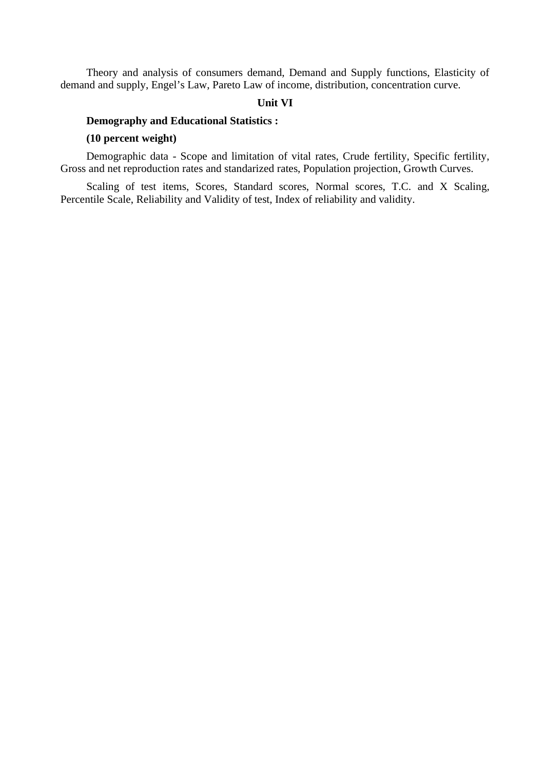Theory and analysis of consumers demand, Demand and Supply functions, Elasticity of demand and supply, Engel's Law, Pareto Law of income, distribution, concentration curve.

## Unit VI

**Demography and Educational Statistics :**

**(10 percent weight)**

Demographic data - Scope and limitation of vital rates, Crude fertility, Specific fertility, Gross and net reproduction rates and standarized rates, Population projection, Growth Curves.

Scaling of test items, Scores, Standard scores, Normal scores, T.C. and X Scaling, Percentile Scale, Reliability and Validity of test, Index of reliability and validity.